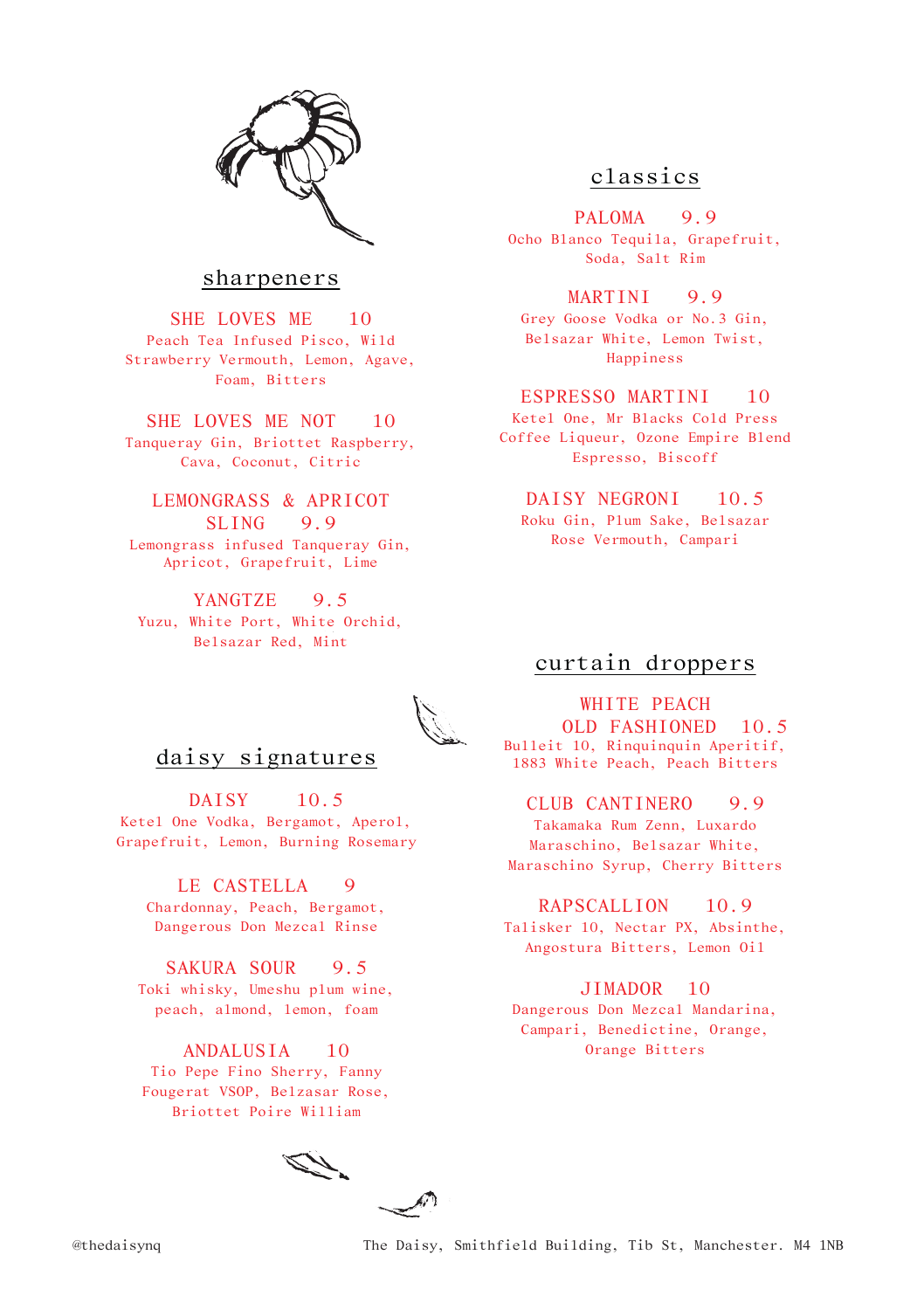## sharpeners

**SHE LOVES ME 10**
Peach Tea Infused Pisco, Wild Strawberry Vermouth, Lemon, Agave, Foam, Bitters

**SHE LOVES ME NOT 10**
Tanqueray Gin, Briottet Raspberry, Cava, Coconut, Citric

**LEMONGRASS & APRICOT SLING 9.9**
Lemongrass infused Tanqueray Gin, Apricot, Grapefruit, Lime

**YANGTZE 9.5**
Yuzu, White Port, White Orchid, Belsazar Red, Mint

## daisy signatures

**DAISY 10.5**
Ketel One Vodka, Bergamot, Aperol, Grapefruit, Lemon, Burning Rosemary

**LE CASTELLA 9**
Chardonnay, Peach, Bergamot, Dangerous Don Mezcal Rinse

**SAKURA SOUR 9.5**
Toki whisky, Umeshu plum wine, peach, almond, lemon, foam

**ANDALUSIA 10**
Tio Pepe Fino Sherry, Fanny Fougerat VSOP, Belzasar Rose, Briottet Poire William

## classics

**PALOMA 9.9**
Ocho Blanco Tequila, Grapefruit, Soda, Salt Rim

**MARTINI 9.9**
Grey Goose Vodka or No.3 Gin, Belsazar White, Lemon Twist, Happiness

**ESPRESSO MARTINI 10**
Ketel One, Mr Blacks Cold Press Coffee Liqueur, Ozone Empire Blend Espresso, Biscoff

**DAISY NEGRONI 10.5**
Roku Gin, Plum Sake, Belsazar Rose Vermouth, Campari

## curtain droppers

**WHITE PEACH OLD FASHIONED 10.5**
Bulleit 10, Rinquinquin Aperitif, 1883 White Peach, Peach Bitters

**CLUB CANTINERO 9.9**
Takamaka Rum Zenn, Luxardo Maraschino, Belsazar White, Maraschino Syrup, Cherry Bitters

**RAPSCALLION 10.9**
Talisker 10, Nectar PX, Absinthe, Angostura Bitters, Lemon Oil

**JIMADOR 10**
Dangerous Don Mezcal Mandarina, Campari, Benedictine, Orange, Orange Bitters

@thedaisynq

The Daisy, Smithfield Building, Tib St, Manchester. M4 1NB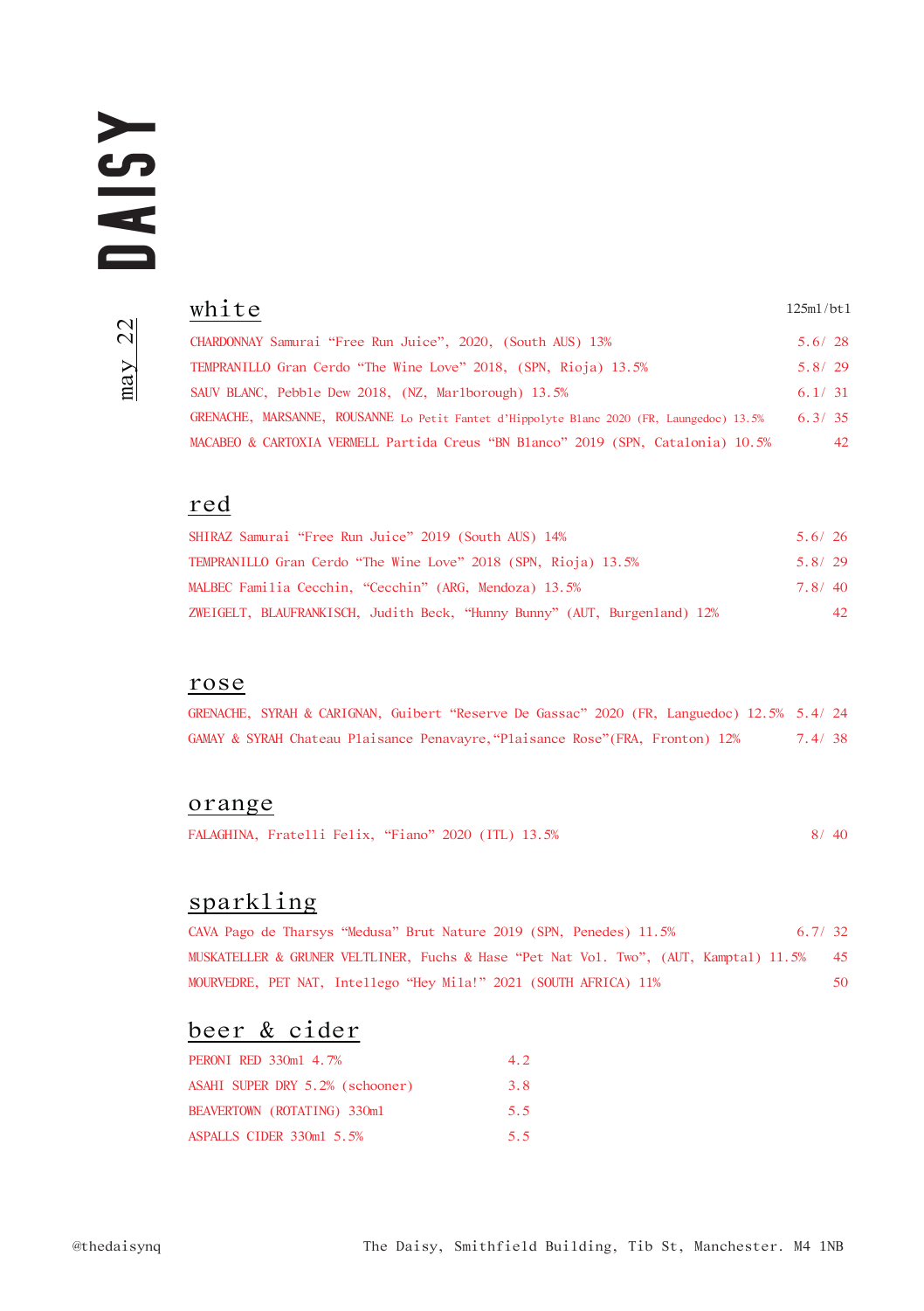# DAISY

may 22

## white

| | 125ml/bt1 |
|---|---|
| CHARDONNAY Samurai "Free Run Juice", 2020, (South AUS) 13% | 5.6/ 28 |
| TEMPRANILLO Gran Cerdo "The Wine Love" 2018, (SPN, Rioja) 13.5% | 5.8/ 29 |
| SAUV BLANC, Pebble Dew 2018, (NZ, Marlborough) 13.5% | 6.1/ 31 |
| GRENACHE, MARSANNE, ROUSANNE Lo Petit Fantet d'Hippolyte Blanc 2020 (FR, Laungedoc) 13.5% | 6.3/ 35 |
| MACABEO & CARTOXIA VERMELL Partida Creus "BN Blanco" 2019 (SPN, Catalonia) 10.5% | 42 |

## red

| | |
|---|---|
| SHIRAZ Samurai "Free Run Juice" 2019 (South AUS) 14% | 5.6/ 26 |
| TEMPRANILLO Gran Cerdo "The Wine Love" 2018 (SPN, Rioja) 13.5% | 5.8/ 29 |
| MALBEC Familia Cecchin, "Cecchin" (ARG, Mendoza) 13.5% | 7.8/ 40 |
| ZWEIGELT, BLAUFRANKISCH, Judith Beck, "Hunny Bunny" (AUT, Burgenland) 12% | 42 |

## rose

| | |
|---|---|
| GRENACHE, SYRAH & CARIGNAN, Guibert "Reserve De Gassac" 2020 (FR, Languedoc) 12.5% | 5.4/ 24 |
| GAMAY & SYRAH Chateau Plaisance Penavayre, "Plaisance Rose" (FRA, Fronton) 12% | 7.4/ 38 |

## orange

| | |
|---|---|
| FALAGHINA, Fratelli Felix, "Fiano" 2020 (ITL) 13.5% | 8/ 40 |

## sparkling

| | |
|---|---|
| CAVA Pago de Tharsys "Medusa" Brut Nature 2019 (SPN, Penedes) 11.5% | 6.7/ 32 |
| MUSKATELLER & GRUNER VELTLINER, Fuchs & Hase "Pet Nat Vol. Two", (AUT, Kamptal) 11.5% | 45 |
| MOURVEDRE, PET NAT, Intellego "Hey Mila!" 2021 (SOUTH AFRICA) 11% | 50 |

## beer & cider

| | |
|---|---|
| PERONI RED 330ml 4.7% | 4.2 |
| ASAHI SUPER DRY 5.2% (schooner) | 3.8 |
| BEAVERTOWN (ROTATING) 330ml | 5.5 |
| ASPALLS CIDER 330ml 5.5% | 5.5 |

@thedaisynq

The Daisy, Smithfield Building, Tib St, Manchester. M4 1NB